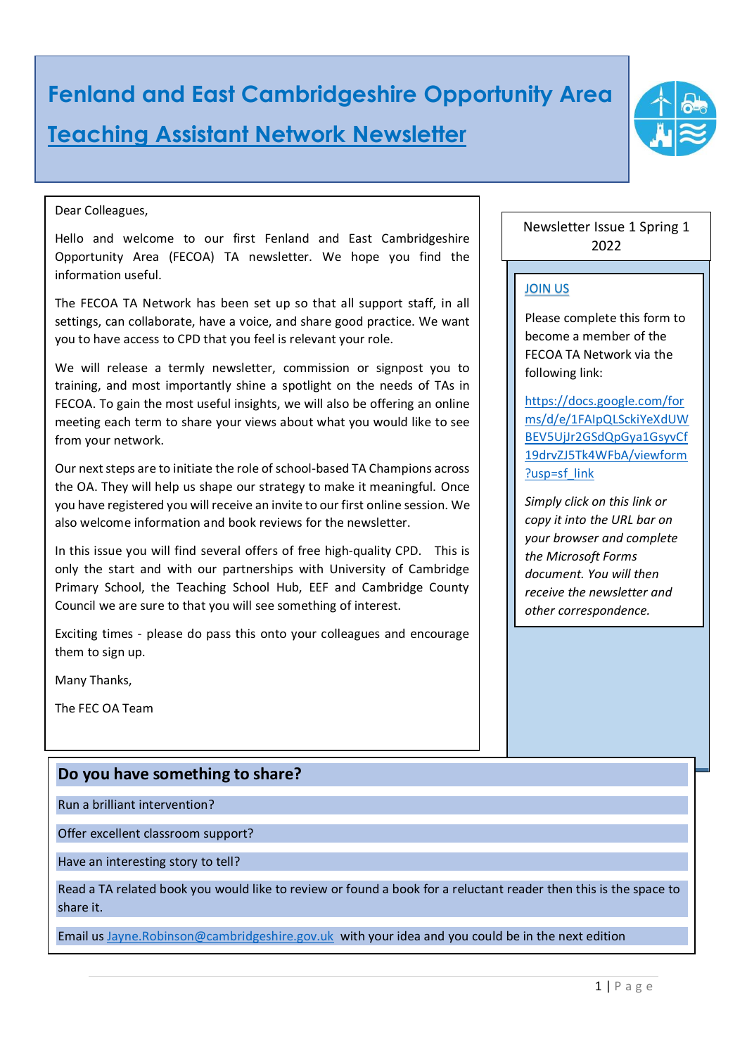# Fenland and East Cambridgeshire Opportunity Area

# Teaching Assistant Network Newsletter

Newsletter Issue 1 Spring 1 2022

Dear Colleagues,

Hello and welcome to our first Fenland and East Cambridgeshire Opportunity Area (FECOA) TA newsletter. We hope you find the information useful.

The FECOA TA Network has been set up so that all support staff, in all settings, can collaborate, have a voice, and share good practice. We want you to have access to CPD that you feel is relevant your role.

We will release a termly newsletter, commission or signpost you to training, and most importantly shine a spotlight on the needs of TAs in FECOA. To gain the most useful insights, we will also be offering an online meeting each term to share your views about what you would like to see from your network.

Our next steps are to initiate the role of school-based TA Champions across the OA. They will help us shape our strategy to make it meaningful. Once you have registered you will receive an invite to our first online session. We also welcome information and book reviews for the newsletter.

In this issue you will find several offers of free high-quality CPD. This is only the start and with our partnerships with University of Cambridge Primary School, the Teaching School Hub, EEF and Cambridge County Council we are sure to that you will see something of interest.

Exciting times - please do pass this onto your colleagues and encourage them to sign up.

Many Thanks,

The FEC OA Team

## JOIN US

Please complete this form to become a member of the FECOA TA Network via the following link:

https://docs.google.com/forms/d/e/1FAIpQLSckiYeXdUWBEV5UjJr2GSdQpGya1GsyvCf19drvZJ5Tk4WFbA/viewform?usp=sf_link

*Simply click on this link or copy it into the URL bar on your browser and complete the Microsoft Forms document. You will then receive the newsletter and other correspondence.*

## Do you have something to share?

Run a brilliant intervention?

Offer excellent classroom support?

Have an interesting story to tell?

Read a TA related book you would like to review or found a book for a reluctant reader then this is the space to share it.

Email us Jayne.Robinson@cambridgeshire.gov.uk with your idea and you could be in the next edition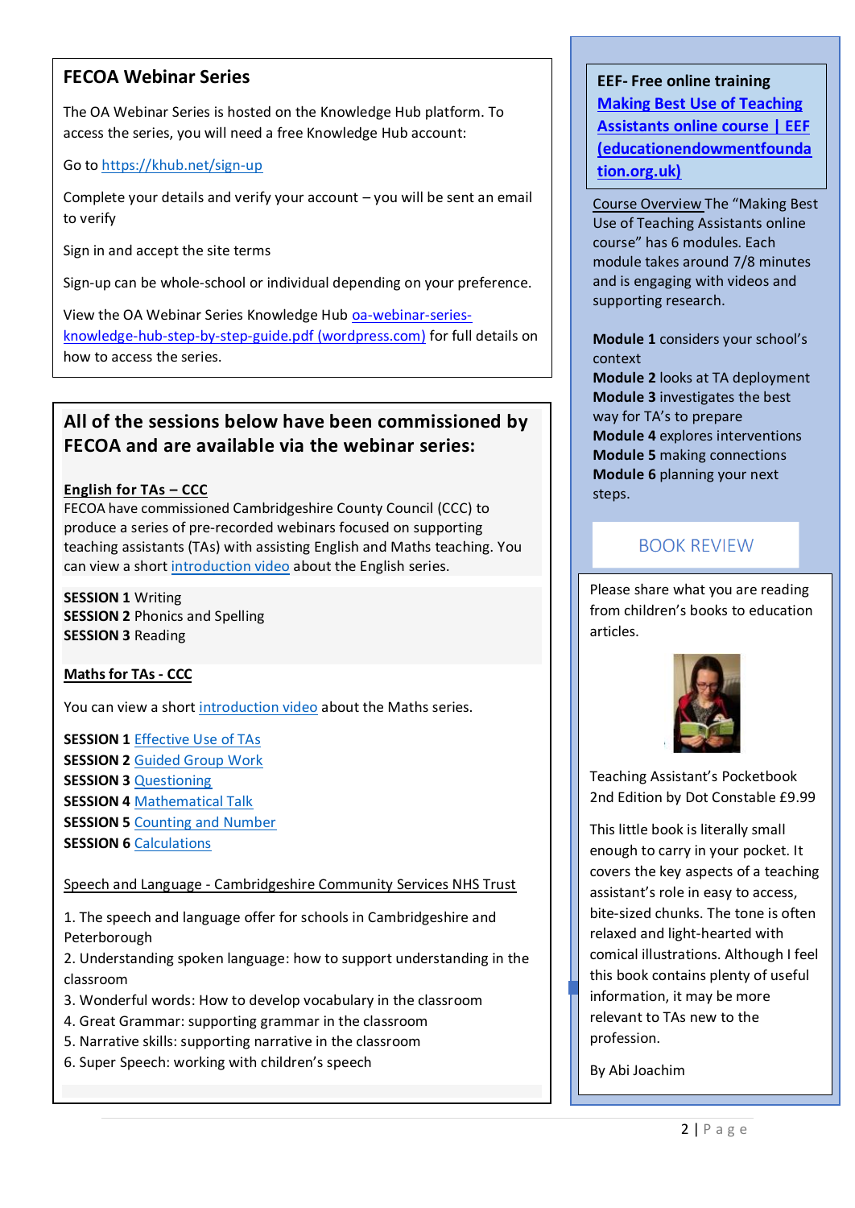## FECOA Webinar Series

The OA Webinar Series is hosted on the Knowledge Hub platform. To access the series, you will need a free Knowledge Hub account:

Go to https://khub.net/sign-up

Complete your details and verify your account – you will be sent an email to verify

Sign in and accept the site terms

Sign-up can be whole-school or individual depending on your preference.

View the OA Webinar Series Knowledge Hub oa-webinar-series-knowledge-hub-step-by-step-guide.pdf (wordpress.com) for full details on how to access the series.

## All of the sessions below have been commissioned by FECOA and are available via the webinar series:

**English for TAs – CCC**

FECOA have commissioned Cambridgeshire County Council (CCC) to produce a series of pre-recorded webinars focused on supporting teaching assistants (TAs) with assisting English and Maths teaching. You can view a short introduction video about the English series.

**SESSION 1** Writing
**SESSION 2** Phonics and Spelling
**SESSION 3** Reading

**Maths for TAs - CCC**

You can view a short introduction video about the Maths series.

**SESSION 1** Effective Use of TAs
**SESSION 2** Guided Group Work
**SESSION 3** Questioning
**SESSION 4** Mathematical Talk
**SESSION 5** Counting and Number
**SESSION 6** Calculations

Speech and Language - Cambridgeshire Community Services NHS Trust

1. The speech and language offer for schools in Cambridgeshire and Peterborough
2. Understanding spoken language: how to support understanding in the classroom
3. Wonderful words: How to develop vocabulary in the classroom
4. Great Grammar: supporting grammar in the classroom
5. Narrative skills: supporting narrative in the classroom
6. Super Speech: working with children's speech

## EEF- Free online training

**Making Best Use of Teaching Assistants online course | EEF (educationendowmentfoundation.org.uk)**

Course Overview The "Making Best Use of Teaching Assistants online course" has 6 modules. Each module takes around 7/8 minutes and is engaging with videos and supporting research.

**Module 1** considers your school's context
**Module 2** looks at TA deployment
**Module 3** investigates the best way for TA's to prepare
**Module 4** explores interventions
**Module 5** making connections
**Module 6** planning your next steps.

## BOOK REVIEW

Please share what you are reading from children's books to education articles.

Teaching Assistant's Pocketbook 2nd Edition by Dot Constable £9.99

This little book is literally small enough to carry in your pocket. It covers the key aspects of a teaching assistant's role in easy to access, bite-sized chunks. The tone is often relaxed and light-hearted with comical illustrations. Although I feel this book contains plenty of useful information, it may be more relevant to TAs new to the profession.

By Abi Joachim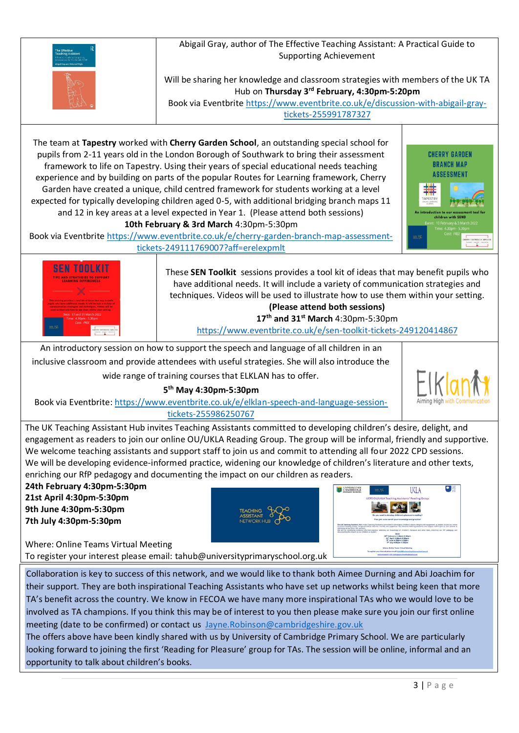Abigail Gray, author of The Effective Teaching Assistant: A Practical Guide to Supporting Achievement

Will be sharing her knowledge and classroom strategies with members of the UK TA Hub on **Thursday 3rd February, 4:30pm-5:20pm**

Book via Eventbrite https://www.eventbrite.co.uk/e/discussion-with-abigail-gray-tickets-255991787327

---

The team at **Tapestry** worked with **Cherry Garden School**, an outstanding special school for pupils from 2-11 years old in the London Borough of Southwark to bring their assessment framework to life on Tapestry. Using their years of special educational needs teaching experience and by building on parts of the popular Routes for Learning framework, Cherry Garden have created a unique, child centred framework for students working at a level expected for typically developing children aged 0-5, with additional bridging branch maps 11 and 12 in key areas at a level expected in Year 1. (Please attend both sessions)

**10th February & 3rd March** 4:30pm-5:30pm

Book via Eventbrite https://www.eventbrite.co.uk/e/cherry-garden-branch-map-assessment-tickets-249111769007?aff=erelexpmlt

---

These **SEN Toolkit** sessions provides a tool kit of ideas that may benefit pupils who have additional needs. It will include a variety of communication strategies and techniques. Videos will be used to illustrate how to use them within your setting.

**(Please attend both sessions)**

**17th and 31st March** 4:30pm-5:30pm

https://www.eventbrite.co.uk/e/sen-toolkit-tickets-249120414867

---

An introductory session on how to support the speech and language of all children in an inclusive classroom and provide attendees with useful strategies. She will also introduce the wide range of training courses that ELKLAN has to offer.

**5th May 4:30pm-5:30pm**

Book via Eventbrite: https://www.eventbrite.co.uk/e/elklan-speech-and-language-session-tickets-255986250767

---

The UK Teaching Assistant Hub invites Teaching Assistants committed to developing children's desire, delight, and engagement as readers to join our online OU/UKLA Reading Group. The group will be informal, friendly and supportive. We welcome teaching assistants and support staff to join us and commit to attending all four 2022 CPD sessions. We will be developing evidence-informed practice, widening our knowledge of children's literature and other texts, enriching our RfP pedagogy and documenting the impact on our children as readers.

**24th February 4:30pm-5:30pm**
**21st April 4:30pm-5:30pm**
**9th June 4:30pm-5:30pm**
**7th July 4:30pm-5:30pm**

Where: Online Teams Virtual Meeting
To register your interest please email: tahub@universityprimaryschool.org.uk

---

Collaboration is key to success of this network, and we would like to thank both Aimee Durning and Abi Joachim for their support. They are both inspirational Teaching Assistants who have set up networks whilst being keen that more TA's benefit across the country. We know in FECOA we have many more inspirational TAs who we would love to be involved as TA champions. If you think this may be of interest to you then please make sure you join our first online meeting (date to be confirmed) or contact us Jayne.Robinson@cambridgeshire.gov.uk

The offers above have been kindly shared with us by University of Cambridge Primary School. We are particularly looking forward to joining the first 'Reading for Pleasure' group for TAs. The session will be online, informal and an opportunity to talk about children's books.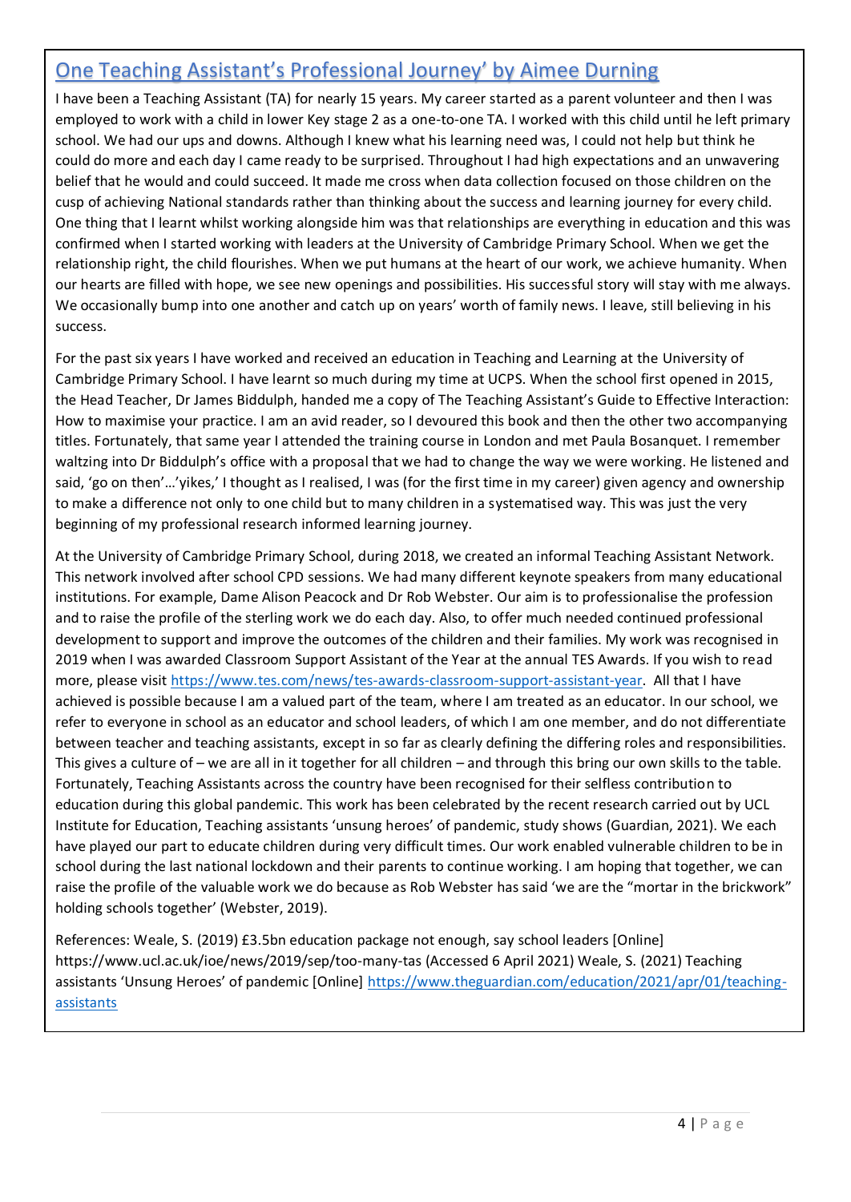## [One Teaching Assistant's Professional Journey' by Aimee Durning]()

I have been a Teaching Assistant (TA) for nearly 15 years. My career started as a parent volunteer and then I was employed to work with a child in lower Key stage 2 as a one-to-one TA. I worked with this child until he left primary school. We had our ups and downs. Although I knew what his learning need was, I could not help but think he could do more and each day I came ready to be surprised. Throughout I had high expectations and an unwavering belief that he would and could succeed. It made me cross when data collection focused on those children on the cusp of achieving National standards rather than thinking about the success and learning journey for every child. One thing that I learnt whilst working alongside him was that relationships are everything in education and this was confirmed when I started working with leaders at the University of Cambridge Primary School. When we get the relationship right, the child flourishes. When we put humans at the heart of our work, we achieve humanity. When our hearts are filled with hope, we see new openings and possibilities. His successful story will stay with me always. We occasionally bump into one another and catch up on years' worth of family news. I leave, still believing in his success.

For the past six years I have worked and received an education in Teaching and Learning at the University of Cambridge Primary School. I have learnt so much during my time at UCPS. When the school first opened in 2015, the Head Teacher, Dr James Biddulph, handed me a copy of The Teaching Assistant's Guide to Effective Interaction: How to maximise your practice. I am an avid reader, so I devoured this book and then the other two accompanying titles. Fortunately, that same year I attended the training course in London and met Paula Bosanquet. I remember waltzing into Dr Biddulph's office with a proposal that we had to change the way we were working. He listened and said, 'go on then'…'yikes,' I thought as I realised, I was (for the first time in my career) given agency and ownership to make a difference not only to one child but to many children in a systematised way. This was just the very beginning of my professional research informed learning journey.

At the University of Cambridge Primary School, during 2018, we created an informal Teaching Assistant Network. This network involved after school CPD sessions. We had many different keynote speakers from many educational institutions. For example, Dame Alison Peacock and Dr Rob Webster. Our aim is to professionalise the profession and to raise the profile of the sterling work we do each day. Also, to offer much needed continued professional development to support and improve the outcomes of the children and their families. My work was recognised in 2019 when I was awarded Classroom Support Assistant of the Year at the annual TES Awards. If you wish to read more, please visit https://www.tes.com/news/tes-awards-classroom-support-assistant-year. All that I have achieved is possible because I am a valued part of the team, where I am treated as an educator. In our school, we refer to everyone in school as an educator and school leaders, of which I am one member, and do not differentiate between teacher and teaching assistants, except in so far as clearly defining the differing roles and responsibilities. This gives a culture of – we are all in it together for all children – and through this bring our own skills to the table. Fortunately, Teaching Assistants across the country have been recognised for their selfless contribution to education during this global pandemic. This work has been celebrated by the recent research carried out by UCL Institute for Education, Teaching assistants 'unsung heroes' of pandemic, study shows (Guardian, 2021). We each have played our part to educate children during very difficult times. Our work enabled vulnerable children to be in school during the last national lockdown and their parents to continue working. I am hoping that together, we can raise the profile of the valuable work we do because as Rob Webster has said 'we are the "mortar in the brickwork" holding schools together' (Webster, 2019).

References: Weale, S. (2019) £3.5bn education package not enough, say school leaders [Online] https://www.ucl.ac.uk/ioe/news/2019/sep/too-many-tas (Accessed 6 April 2021) Weale, S. (2021) Teaching assistants 'Unsung Heroes' of pandemic [Online] https://www.theguardian.com/education/2021/apr/01/teaching-assistants